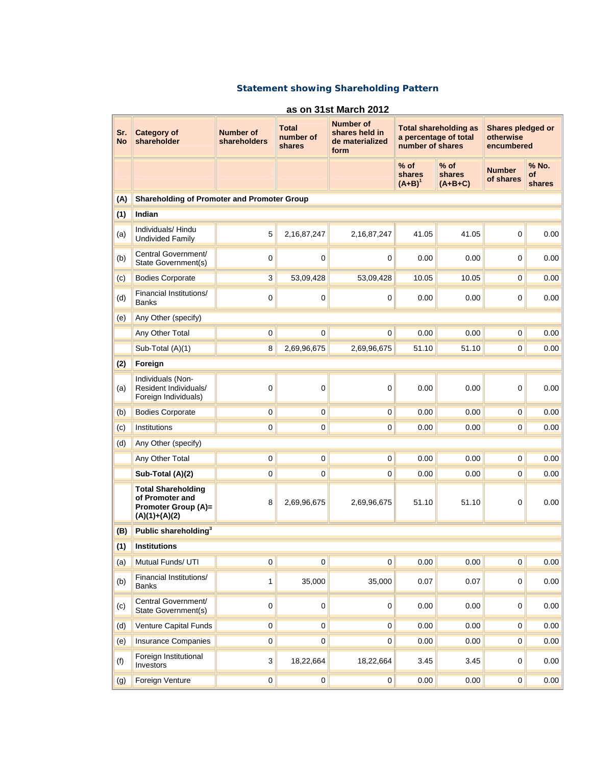## Statement showing Shareholding Pattern

### as on 31st March 2012

| Sr. No | Category of shareholder | Number of shareholders | Total number of shares | Number of shares held in de materialized form | Total shareholding as a percentage of total number of shares | | Shares pledged or otherwise encumbered | |
|---|---|---|---|---|---|---|---|---|
| | | | | | % of shares (A+B)[1] | % of shares (A+B+C) | Number of shares | % No. of shares |
| **(A)** | **Shareholding of Promoter and Promoter Group** | | | | | | | |
| **(1)** | **Indian** | | | | | | | |
| (a) | Individuals/ Hindu Undivided Family | 5 | 2,16,87,247 | 2,16,87,247 | 41.05 | 41.05 | 0 | 0.00 |
| (b) | Central Government/ State Government(s) | 0 | 0 | 0 | 0.00 | 0.00 | 0 | 0.00 |
| (c) | Bodies Corporate | 3 | 53,09,428 | 53,09,428 | 10.05 | 10.05 | 0 | 0.00 |
| (d) | Financial Institutions/ Banks | 0 | 0 | 0 | 0.00 | 0.00 | 0 | 0.00 |
| (e) | Any Other (specify) | | | | | | | |
| | Any Other Total | 0 | 0 | 0 | 0.00 | 0.00 | 0 | 0.00 |
| | Sub-Total (A)(1) | 8 | 2,69,96,675 | 2,69,96,675 | 51.10 | 51.10 | 0 | 0.00 |
| **(2)** | **Foreign** | | | | | | | |
| (a) | Individuals (Non-Resident Individuals/ Foreign Individuals) | 0 | 0 | 0 | 0.00 | 0.00 | 0 | 0.00 |
| (b) | Bodies Corporate | 0 | 0 | 0 | 0.00 | 0.00 | 0 | 0.00 |
| (c) | Institutions | 0 | 0 | 0 | 0.00 | 0.00 | 0 | 0.00 |
| (d) | Any Other (specify) | | | | | | | |
| | Any Other Total | 0 | 0 | 0 | 0.00 | 0.00 | 0 | 0.00 |
| | **Sub-Total (A)(2)** | 0 | 0 | 0 | 0.00 | 0.00 | 0 | 0.00 |
| | **Total Shareholding of Promoter and Promoter Group (A)= (A)(1)+(A)(2)** | 8 | 2,69,96,675 | 2,69,96,675 | 51.10 | 51.10 | 0 | 0.00 |
| **(B)** | **Public shareholding[3]** | | | | | | | |
| **(1)** | **Institutions** | | | | | | | |
| (a) | Mutual Funds/ UTI | 0 | 0 | 0 | 0.00 | 0.00 | 0 | 0.00 |
| (b) | Financial Institutions/ Banks | 1 | 35,000 | 35,000 | 0.07 | 0.07 | 0 | 0.00 |
| (c) | Central Government/ State Government(s) | 0 | 0 | 0 | 0.00 | 0.00 | 0 | 0.00 |
| (d) | Venture Capital Funds | 0 | 0 | 0 | 0.00 | 0.00 | 0 | 0.00 |
| (e) | Insurance Companies | 0 | 0 | 0 | 0.00 | 0.00 | 0 | 0.00 |
| (f) | Foreign Institutional Investors | 3 | 18,22,664 | 18,22,664 | 3.45 | 3.45 | 0 | 0.00 |
| (g) | Foreign Venture | 0 | 0 | 0 | 0.00 | 0.00 | 0 | 0.00 |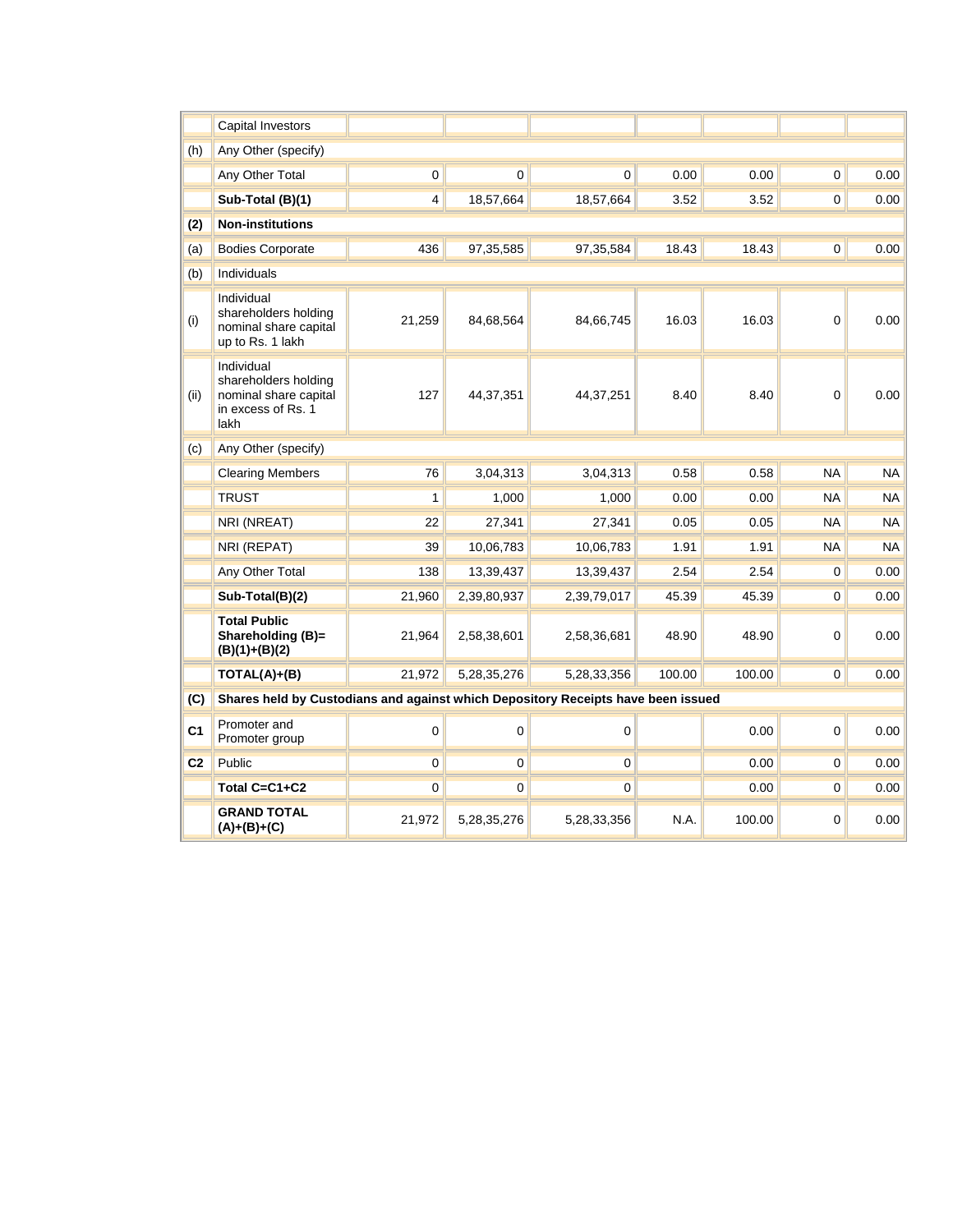| | | | | | | | | |
|---|---|---|---|---|---|---|---|---|
| | Capital Investors | | | | | | | |
| (h) | Any Other (specify) | | | | | | | |
| | Any Other Total | 0 | 0 | 0 | 0.00 | 0.00 | 0 | 0.00 |
| | **Sub-Total (B)(1)** | 4 | 18,57,664 | 18,57,664 | 3.52 | 3.52 | 0 | 0.00 |
| **(2)** | **Non-institutions** | | | | | | | |
| (a) | Bodies Corporate | 436 | 97,35,585 | 97,35,584 | 18.43 | 18.43 | 0 | 0.00 |
| (b) | Individuals | | | | | | | |
| (i) | Individual shareholders holding nominal share capital up to Rs. 1 lakh | 21,259 | 84,68,564 | 84,66,745 | 16.03 | 16.03 | 0 | 0.00 |
| (ii) | Individual shareholders holding nominal share capital in excess of Rs. 1 lakh | 127 | 44,37,351 | 44,37,251 | 8.40 | 8.40 | 0 | 0.00 |
| (c) | Any Other (specify) | | | | | | | |
| | Clearing Members | 76 | 3,04,313 | 3,04,313 | 0.58 | 0.58 | NA | NA |
| | TRUST | 1 | 1,000 | 1,000 | 0.00 | 0.00 | NA | NA |
| | NRI (NREAT) | 22 | 27,341 | 27,341 | 0.05 | 0.05 | NA | NA |
| | NRI (REPAT) | 39 | 10,06,783 | 10,06,783 | 1.91 | 1.91 | NA | NA |
| | Any Other Total | 138 | 13,39,437 | 13,39,437 | 2.54 | 2.54 | 0 | 0.00 |
| | **Sub-Total(B)(2)** | 21,960 | 2,39,80,937 | 2,39,79,017 | 45.39 | 45.39 | 0 | 0.00 |
| | **Total Public Shareholding (B)= (B)(1)+(B)(2)** | 21,964 | 2,58,38,601 | 2,58,36,681 | 48.90 | 48.90 | 0 | 0.00 |
| | **TOTAL(A)+(B)** | 21,972 | 5,28,35,276 | 5,28,33,356 | 100.00 | 100.00 | 0 | 0.00 |
| **(C)** | **Shares held by Custodians and against which Depository Receipts have been issued** | | | | | | | |
| **C1** | Promoter and Promoter group | 0 | 0 | 0 | | 0.00 | 0 | 0.00 |
| **C2** | Public | 0 | 0 | 0 | | 0.00 | 0 | 0.00 |
| | **Total C=C1+C2** | 0 | 0 | 0 | | 0.00 | 0 | 0.00 |
| | **GRAND TOTAL (A)+(B)+(C)** | 21,972 | 5,28,35,276 | 5,28,33,356 | N.A. | 100.00 | 0 | 0.00 |